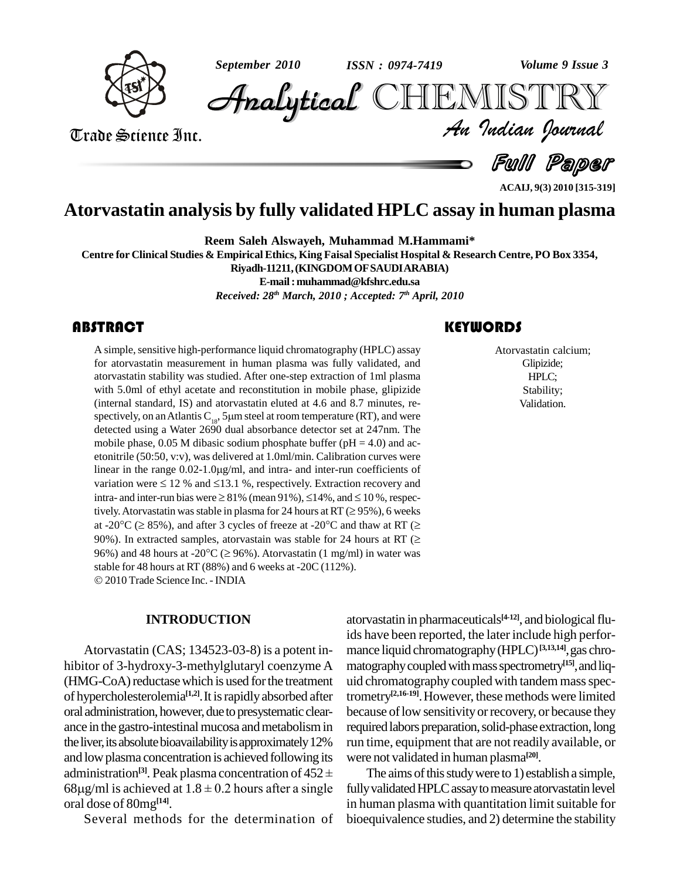# Atorvastatin analysis by fully validated HPLC assay in human plasma

**Reem Saleh Alswayeh, Muhammad M.Hammami***

**Centre for Clinical Studies & Empirical Ethics, King Faisal Specialist Hospital & Research Centre, PO Box 3354, Riyadh-11211, (KINGDOM OF SAUDI ARABIA)**

**E-mail : muhammad@kfshrc.edu.sa**

***Received: 28th March, 2010 ; Accepted: 7th April, 2010***

## ABSTRACT

A simple, sensitive high-performance liquid chromatography (HPLC) assay for atorvastatin measurement in human plasma was fully validated, and atorvastatin stability was studied. After one-step extraction of 1ml plasma with 5.0ml of ethyl acetate and reconstitution in mobile phase, glipizide (internal standard, IS) and atorvastatin eluted at 4.6 and 8.7 minutes, respectively, on an Atlantis $C_{18}$, 5μm steel at room temperature (RT), and were detected using a Water 2690 dual absorbance detector set at 247nm. The mobile phase, 0.05 M dibasic sodium phosphate buffer (pH = 4.0) and acetonitrile (50:50, v:v), was delivered at 1.0ml/min. Calibration curves were linear in the range 0.02-1.0μg/ml, and intra- and inter-run coefficients of variation were ≤ 12 % and ≤13.1 %, respectively. Extraction recovery and intra- and inter-run bias were ≥ 81% (mean 91%), ≤14%, and ≤ 10 %, respectively. Atorvastatin was stable in plasma for 24 hours at RT (≥ 95%), 6 weeks at -20°C (≥ 85%), and after 3 cycles of freeze at -20°C and thaw at RT (≥ 90%). In extracted samples, atorvastain was stable for 24 hours at RT (≥ 96%) and 48 hours at -20°C (≥ 96%). Atorvastatin (1 mg/ml) in water was stable for 48 hours at RT (88%) and 6 weeks at -20C (112%).

© 2010 Trade Science Inc. - INDIA

## KEYWORDS

Atorvastatin calcium;
Glipizide;
HPLC;
Stability;
Validation.

## INTRODUCTION

Atorvastatin (CAS; 134523-03-8) is a potent inhibitor of 3-hydroxy-3-methylglutaryl coenzyme A (HMG-CoA) reductase which is used for the treatment of hypercholesterolemia[1,2]. It is rapidly absorbed after oral administration, however, due to presystematic clearance in the gastro-intestinal mucosa and metabolism in the liver, its absolute bioavailability is approximately 12% and low plasma concentration is achieved following its administration[3]. Peak plasma concentration of 452 ± 68μg/ml is achieved at 1.8 ± 0.2 hours after a single oral dose of 80mg[14].

Several methods for the determination of atorvastatin in pharmaceuticals[4-12], and biological fluids have been reported, the later include high performance liquid chromatography (HPLC)[3,13,14], gas chromatography coupled with mass spectrometry[15], and liquid chromatography coupled with tandem mass spectrometry[2,16-19]. However, these methods were limited because of low sensitivity or recovery, or because they required labors preparation, solid-phase extraction, long run time, equipment that are not readily available, or were not validated in human plasma[20].

The aims of this study were to 1) establish a simple, fully validated HPLC assay to measure atorvastatin level in human plasma with quantitation limit suitable for bioequivalence studies, and 2) determine the stability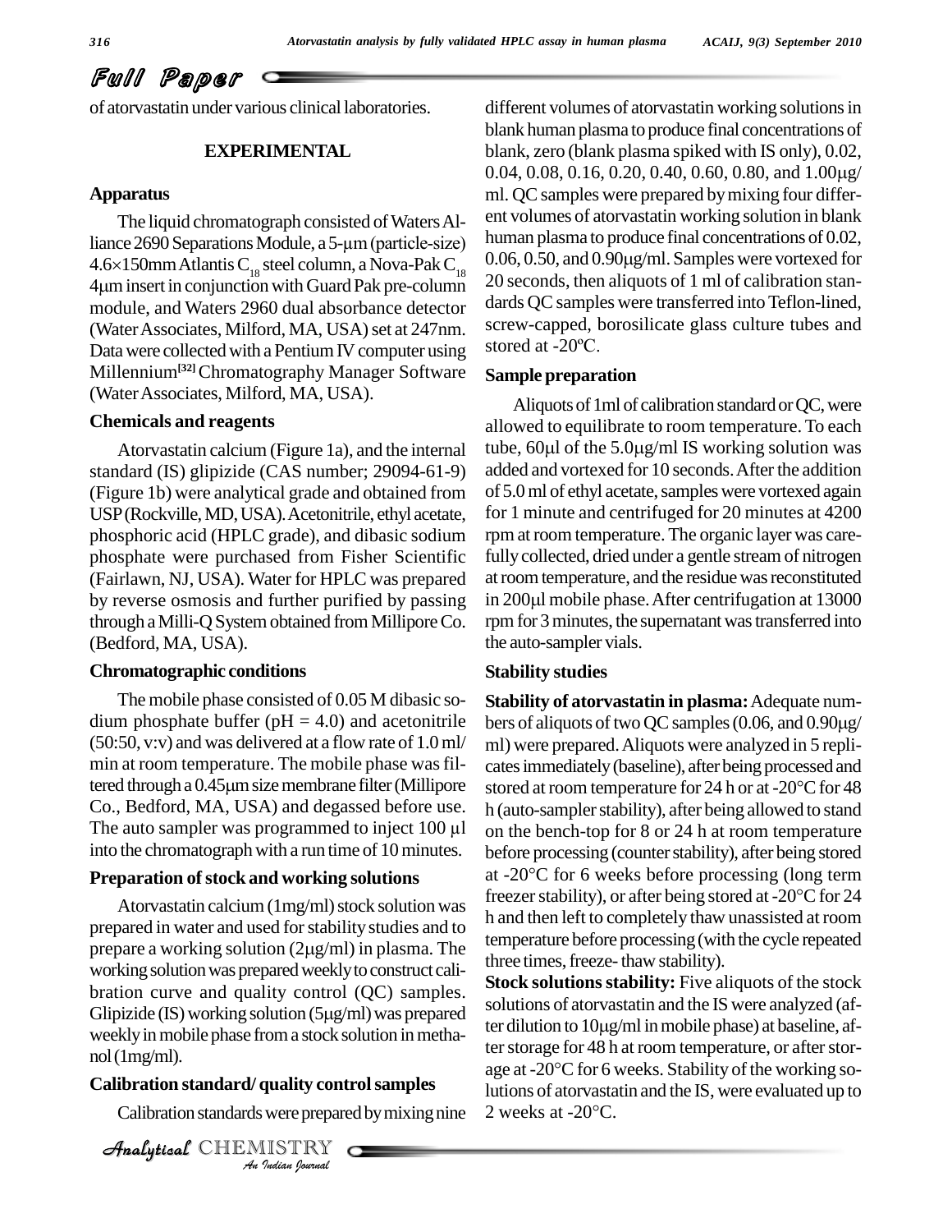of atorvastatin under various clinical laboratories.

## EXPERIMENTAL

### Apparatus

The liquid chromatograph consisted of Waters Alliance 2690 Separations Module, a 5-μm (particle-size) 4.6×150mm Atlantis $C_{18}$ steel column, a Nova-Pak $C_{18}$ 4μm insert in conjunction with Guard Pak pre-column module, and Waters 2960 dual absorbance detector (Water Associates, Milford, MA, USA) set at 247nm. Data were collected with a Pentium IV computer using Millennium[32] Chromatography Manager Software (Water Associates, Milford, MA, USA).

### Chemicals and reagents

Atorvastatin calcium (Figure 1a), and the internal standard (IS) glipizide (CAS number; 29094-61-9) (Figure 1b) were analytical grade and obtained from USP (Rockville, MD, USA). Acetonitrile, ethyl acetate, phosphoric acid (HPLC grade), and dibasic sodium phosphate were purchased from Fisher Scientific (Fairlawn, NJ, USA). Water for HPLC was prepared by reverse osmosis and further purified by passing through a Milli-Q System obtained from Millipore Co. (Bedford, MA, USA).

### Chromatographic conditions

The mobile phase consisted of 0.05 M dibasic sodium phosphate buffer (pH = 4.0) and acetonitrile (50:50, v:v) and was delivered at a flow rate of 1.0 ml/min at room temperature. The mobile phase was filtered through a 0.45μm size membrane filter (Millipore Co., Bedford, MA, USA) and degassed before use. The auto sampler was programmed to inject 100 μl into the chromatograph with a run time of 10 minutes.

### Preparation of stock and working solutions

Atorvastatin calcium (1mg/ml) stock solution was prepared in water and used for stability studies and to prepare a working solution (2μg/ml) in plasma. The working solution was prepared weekly to construct calibration curve and quality control (QC) samples. Glipizide (IS) working solution (5μg/ml) was prepared weekly in mobile phase from a stock solution in methanol (1mg/ml).

### Calibration standard/ quality control samples

Calibration standards were prepared by mixing nine different volumes of atorvastatin working solutions in blank human plasma to produce final concentrations of blank, zero (blank plasma spiked with IS only), 0.02, 0.04, 0.08, 0.16, 0.20, 0.40, 0.60, 0.80, and 1.00μg/ml. QC samples were prepared by mixing four different volumes of atorvastatin working solution in blank human plasma to produce final concentrations of 0.02, 0.06, 0.50, and 0.90μg/ml. Samples were vortexed for 20 seconds, then aliquots of 1 ml of calibration standards QC samples were transferred into Teflon-lined, screw-capped, borosilicate glass culture tubes and stored at -20ºC.

### Sample preparation

Aliquots of 1ml of calibration standard or QC, were allowed to equilibrate to room temperature. To each tube, 60μl of the 5.0μg/ml IS working solution was added and vortexed for 10 seconds. After the addition of 5.0 ml of ethyl acetate, samples were vortexed again for 1 minute and centrifuged for 20 minutes at 4200 rpm at room temperature. The organic layer was carefully collected, dried under a gentle stream of nitrogen at room temperature, and the residue was reconstituted in 200μl mobile phase. After centrifugation at 13000 rpm for 3 minutes, the supernatant was transferred into the auto-sampler vials.

### Stability studies

**Stability of atorvastatin in plasma:** Adequate numbers of aliquots of two QC samples (0.06, and 0.90μg/ml) were prepared. Aliquots were analyzed in 5 replicates immediately (baseline), after being processed and stored at room temperature for 24 h or at -20°C for 48 h (auto-sampler stability), after being allowed to stand on the bench-top for 8 or 24 h at room temperature before processing (counter stability), after being stored at -20°C for 6 weeks before processing (long term freezer stability), or after being stored at -20°C for 24 h and then left to completely thaw unassisted at room temperature before processing (with the cycle repeated three times, freeze- thaw stability).

**Stock solutions stability:** Five aliquots of the stock solutions of atorvastatin and the IS were analyzed (after dilution to 10μg/ml in mobile phase) at baseline, after storage for 48 h at room temperature, or after storage at -20°C for 6 weeks. Stability of the working solutions of atorvastatin and the IS, were evaluated up to 2 weeks at -20°C.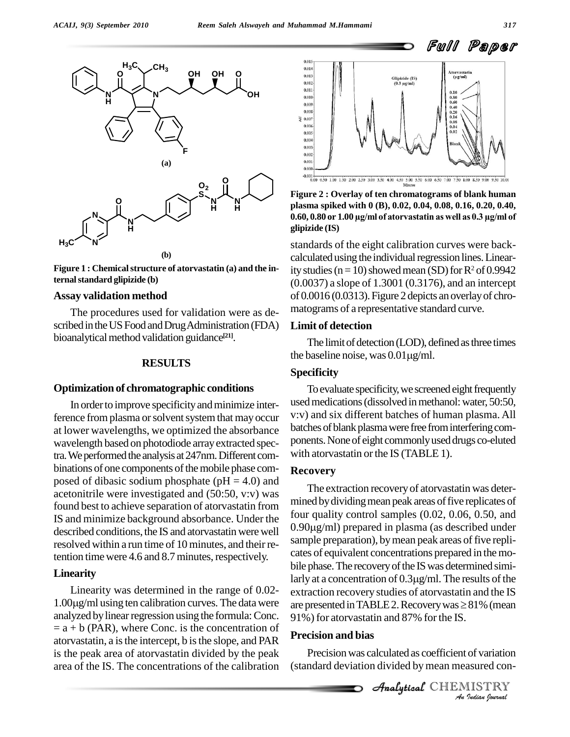Figure 1 : Chemical structure of atorvastatin (a) and the internal standard glipizide (b)

### Assay validation method

The procedures used for validation were as described in the US Food and Drug Administration (FDA) bioanalytical method validation guidance[21].

## RESULTS

### Optimization of chromatographic conditions

In order to improve specificity and minimize interference from plasma or solvent system that may occur at lower wavelengths, we optimized the absorbance wavelength based on photodiode array extracted spectra. We performed the analysis at 247nm. Different combinations of one components of the mobile phase composed of dibasic sodium phosphate (pH = 4.0) and acetonitrile were investigated and (50:50, v:v) was found best to achieve separation of atorvastatin from IS and minimize background absorbance. Under the described conditions, the IS and atorvastatin were well resolved within a run time of 10 minutes, and their retention time were 4.6 and 8.7 minutes, respectively.

### Linearity

Linearity was determined in the range of 0.02-1.00μg/ml using ten calibration curves. The data were analyzed by linear regression using the formula: Conc. = a + b (PAR), where Conc. is the concentration of atorvastatin, a is the intercept, b is the slope, and PAR is the peak area of atorvastatin divided by the peak area of the IS. The concentrations of the calibration standards of the eight calibration curves were back-calculated using the individual regression lines. Linearity studies (n = 10) showed mean (SD) for $R^2$ of 0.9942 (0.0037) a slope of 1.3001 (0.3176), and an intercept of 0.0016 (0.0313). Figure 2 depicts an overlay of chromatograms of a representative standard curve.

Figure 2 : Overlay of ten chromatograms of blank human plasma spiked with 0 (B), 0.02, 0.04, 0.08, 0.16, 0.20, 0.40, 0.60, 0.80 or 1.00 μg/ml of atorvastatin as well as 0.3 μg/ml of glipizide (IS)

### Limit of detection

The limit of detection (LOD), defined as three times the baseline noise, was 0.01μg/ml.

### Specificity

To evaluate specificity, we screened eight frequently used medications (dissolved in methanol: water, 50:50, v:v) and six different batches of human plasma. All batches of blank plasma were free from interfering components. None of eight commonly used drugs co-eluted with atorvastatin or the IS (TABLE 1).

### Recovery

The extraction recovery of atorvastatin was determined by dividing mean peak areas of five replicates of four quality control samples (0.02, 0.06, 0.50, and 0.90μg/ml) prepared in plasma (as described under sample preparation), by mean peak areas of five replicates of equivalent concentrations prepared in the mobile phase. The recovery of the IS was determined similarly at a concentration of 0.3μg/ml. The results of the extraction recovery studies of atorvastatin and the IS are presented in TABLE 2. Recovery was ≥ 81% (mean 91%) for atorvastatin and 87% for the IS.

### Precision and bias

Precision was calculated as coefficient of variation (standard deviation divided by mean measured con-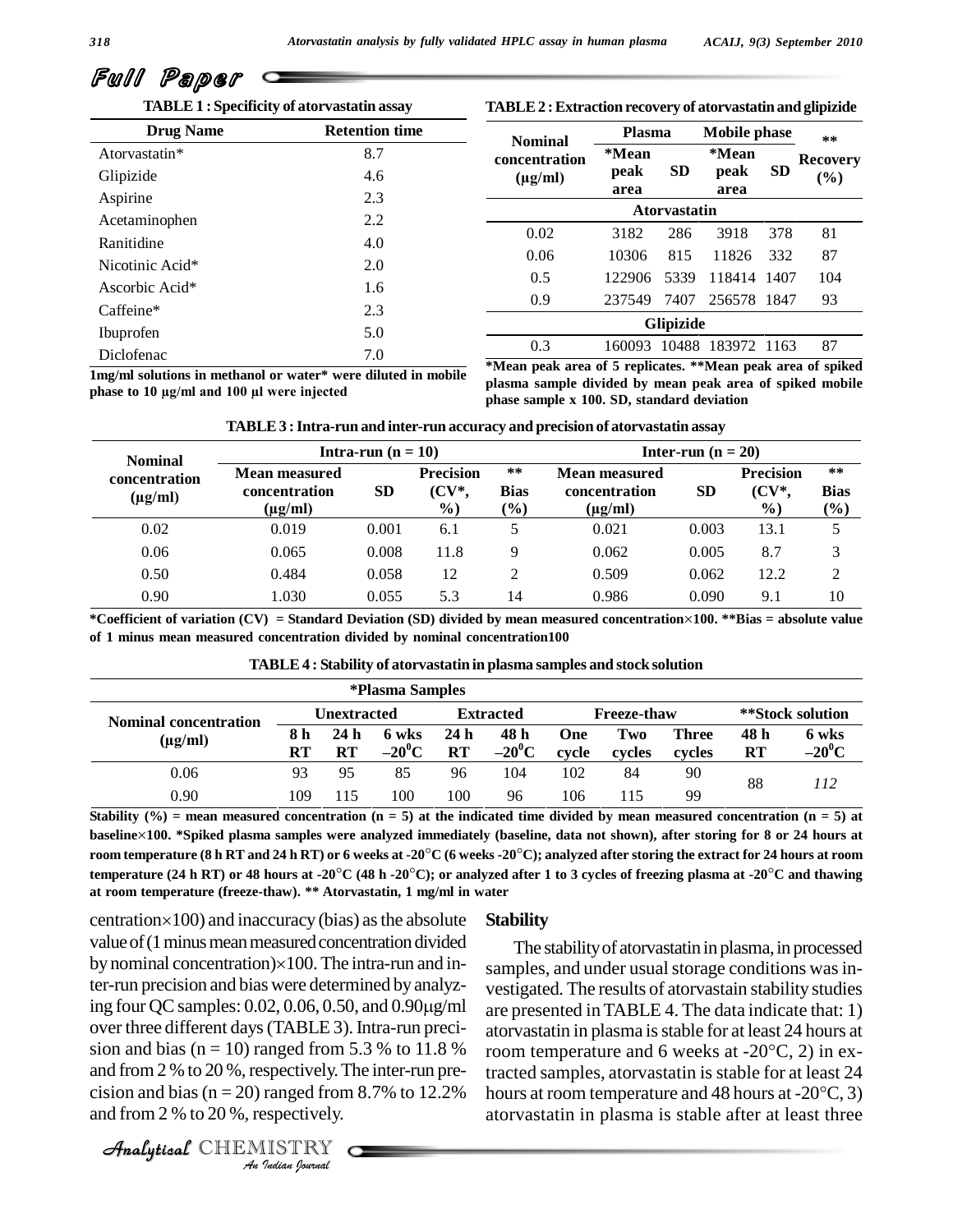**TABLE 1 : Specificity of atorvastatin assay**

| Drug Name | Retention time |
|---|---|
| Atorvastatin* | 8.7 |
| Glipizide | 4.6 |
| Aspirine | 2.3 |
| Acetaminophen | 2.2 |
| Ranitidine | 4.0 |
| Nicotinic Acid* | 2.0 |
| Ascorbic Acid* | 1.6 |
| Caffeine* | 2.3 |
| Ibuprofen | 5.0 |
| Diclofenac | 7.0 |

**1mg/ml solutions in methanol or water* were diluted in mobile phase to 10 µg/ml and 100 µl were injected**

**TABLE 2 : Extraction recovery of atorvastatin and glipizide**

| Nominal concentration (µg/ml) | Plasma | | Mobile phase | | ** Recovery (%) |
|---|---|---|---|---|---|
| | *Mean peak area | SD | *Mean peak area | SD | |
| **Atorvastatin** | | | | | |
| 0.02 | 3182 | 286 | 3918 | 378 | 81 |
| 0.06 | 10306 | 815 | 11826 | 332 | 87 |
| 0.5 | 122906 | 5339 | 118414 | 1407 | 104 |
| 0.9 | 237549 | 7407 | 256578 | 1847 | 93 |
| **Glipizide** | | | | | |
| 0.3 | 160093 | 10488 | 183972 | 1163 | 87 |

***Mean peak area of 5 replicates. **Mean peak area of spiked plasma sample divided by mean peak area of spiked mobile phase sample x 100. SD, standard deviation**

**TABLE 3 : Intra-run and inter-run accuracy and precision of atorvastatin assay**

| Nominal concentration (µg/ml) | Intra-run (n = 10) | | | | Inter-run (n = 20) | | | |
|---|---|---|---|---|---|---|---|---|
| | Mean measured concentration (µg/ml) | SD | Precision (CV*, %) | ** Bias (%) | Mean measured concentration (µg/ml) | SD | Precision (CV*, %) | ** Bias (%) |
| 0.02 | 0.019 | 0.001 | 6.1 | 5 | 0.021 | 0.003 | 13.1 | 5 |
| 0.06 | 0.065 | 0.008 | 11.8 | 9 | 0.062 | 0.005 | 8.7 | 3 |
| 0.50 | 0.484 | 0.058 | 12 | 2 | 0.509 | 0.062 | 12.2 | 2 |
| 0.90 | 1.030 | 0.055 | 5.3 | 14 | 0.986 | 0.090 | 9.1 | 10 |

***Coefficient of variation (CV) = Standard Deviation (SD) divided by mean measured concentration×100. **Bias = absolute value of 1 minus mean measured concentration divided by nominal concentration100**

**TABLE 4 : Stability of atorvastatin in plasma samples and stock solution**

| Nominal concentration (µg/ml) | *Plasma Samples | | | | | | | | **Stock solution | |
|---|---|---|---|---|---|---|---|---|---|---|
| | Unextracted | | | Extracted | | Freeze-thaw | | | | |
| | 8 h RT | 24 h RT | 6 wks $-20^0$C | 24 h RT | 48 h $-20^0$C | One cycle | Two cycles | Three cycles | 48 h RT | 6 wks $-20^0$C |
| 0.06 | 93 | 95 | 85 | 96 | 104 | 102 | 84 | 90 | 88 | *112* |
| 0.90 | 109 | 115 | 100 | 100 | 96 | 106 | 115 | 99 | | |

**Stability (%) = mean measured concentration (n = 5) at the indicated time divided by mean measured concentration (n = 5) at baseline×100. *Spiked plasma samples were analyzed immediately (baseline, data not shown), after storing for 8 or 24 hours at room temperature (8 h RT and 24 h RT) or 6 weeks at -20°C (6 weeks -20°C); analyzed after storing the extract for 24 hours at room temperature (24 h RT) or 48 hours at -20°C (48 h -20°C); or analyzed after 1 to 3 cycles of freezing plasma at -20°C and thawing at room temperature (freeze-thaw). ** Atorvastatin, 1 mg/ml in water**

centration×100) and inaccuracy (bias) as the absolute value of (1 minus mean measured concentration divided by nominal concentration)×100. The intra-run and inter-run precision and bias were determined by analyzing four QC samples: 0.02, 0.06, 0.50, and 0.90µg/ml over three different days (TABLE 3). Intra-run precision and bias (n = 10) ranged from 5.3 % to 11.8 % and from 2 % to 20 %, respectively. The inter-run precision and bias (n = 20) ranged from 8.7% to 12.2% and from 2 % to 20 %, respectively.

### Stability

The stability of atorvastatin in plasma, in processed samples, and under usual storage conditions was investigated. The results of atorvastain stability studies are presented in TABLE 4. The data indicate that: 1) atorvastatin in plasma is stable for at least 24 hours at room temperature and 6 weeks at -20°C, 2) in extracted samples, atorvastatin is stable for at least 24 hours at room temperature and 48 hours at -20°C, 3) atorvastatin in plasma is stable after at least three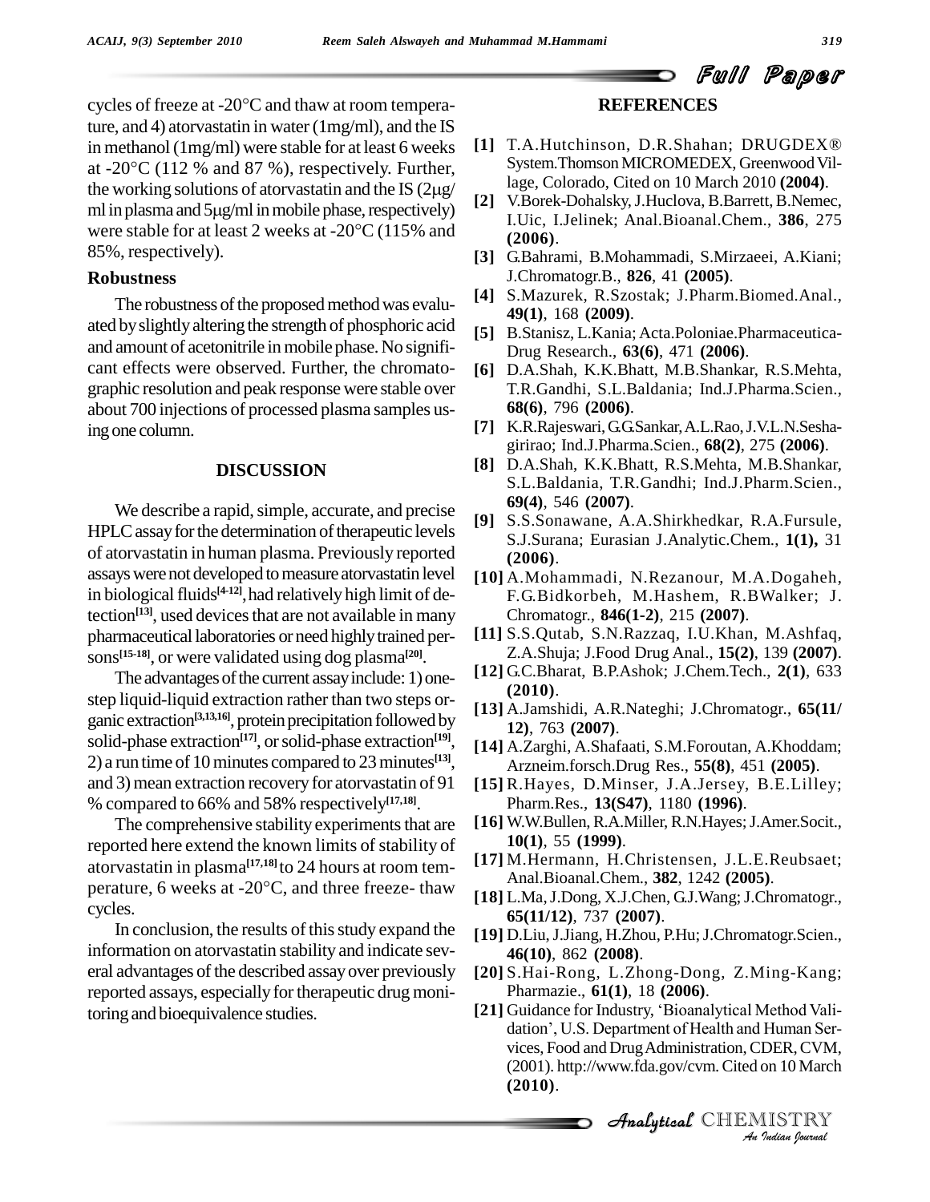cycles of freeze at -20°C and thaw at room temperature, and 4) atorvastatin in water (1mg/ml), and the IS in methanol (1mg/ml) were stable for at least 6 weeks at -20°C (112 % and 87 %), respectively. Further, the working solutions of atorvastatin and the IS (2μg/ml in plasma and 5μg/ml in mobile phase, respectively) were stable for at least 2 weeks at -20°C (115% and 85%, respectively).

### Robustness

The robustness of the proposed method was evaluated by slightly altering the strength of phosphoric acid and amount of acetonitrile in mobile phase. No significant effects were observed. Further, the chromatographic resolution and peak response were stable over about 700 injections of processed plasma samples using one column.

## DISCUSSION

We describe a rapid, simple, accurate, and precise HPLC assay for the determination of therapeutic levels of atorvastatin in human plasma. Previously reported assays were not developed to measure atorvastatin level in biological fluids[4-12], had relatively high limit of detection[13], used devices that are not available in many pharmaceutical laboratories or need highly trained persons[15-18], or were validated using dog plasma[20].

The advantages of the current assay include: 1) one-step liquid-liquid extraction rather than two steps organic extraction[3,13,16], protein precipitation followed by solid-phase extraction[17], or solid-phase extraction[19], 2) a run time of 10 minutes compared to 23 minutes[13], and 3) mean extraction recovery for atorvastatin of 91 % compared to 66% and 58% respectively[17,18].

The comprehensive stability experiments that are reported here extend the known limits of stability of atorvastatin in plasma[17,18] to 24 hours at room temperature, 6 weeks at -20°C, and three freeze- thaw cycles.

In conclusion, the results of this study expand the information on atorvastatin stability and indicate several advantages of the described assay over previously reported assays, especially for therapeutic drug monitoring and bioequivalence studies.

## REFERENCES

[1] T.A.Hutchinson, D.R.Shahan; DRUGDEX® System.Thomson MICROMEDEX, Greenwood Village, Colorado, Cited on 10 March 2010 **(2004)**.

[2] V.Borek-Dohalsky, J.Huclova, B.Barrett, B.Nemec, I.Uic, I.Jelinek; Anal.Bioanal.Chem., **386**, 275 **(2006)**.

[3] G.Bahrami, B.Mohammadi, S.Mirzaeei, A.Kiani; J.Chromatogr.B., **826**, 41 **(2005)**.

[4] S.Mazurek, R.Szostak; J.Pharm.Biomed.Anal., **49(1)**, 168 **(2009)**.

[5] B.Stanisz, L.Kania; Acta.Poloniae.Pharmaceutica-Drug Research., **63(6)**, 471 **(2006)**.

[6] D.A.Shah, K.K.Bhatt, M.B.Shankar, R.S.Mehta, T.R.Gandhi, S.L.Baldania; Ind.J.Pharma.Scien., **68(6)**, 796 **(2006)**.

[7] K.R.Rajeswari, G.G.Sankar, A.L.Rao, J.V.L.N.Seshagirirao; Ind.J.Pharma.Scien., **68(2)**, 275 **(2006)**.

[8] D.A.Shah, K.K.Bhatt, R.S.Mehta, M.B.Shankar, S.L.Baldania, T.R.Gandhi; Ind.J.Pharm.Scien., **69(4)**, 546 **(2007)**.

[9] S.S.Sonawane, A.A.Shirkhedkar, R.A.Fursule, S.J.Surana; Eurasian J.Analytic.Chem., **1(1),** 31 **(2006)**.

[10] A.Mohammadi, N.Rezanour, M.A.Dogaheh, F.G.Bidkorbeh, M.Hashem, R.BWalker; J. Chromatogr., **846(1-2)**, 215 **(2007)**.

[11] S.S.Qutab, S.N.Razzaq, I.U.Khan, M.Ashfaq, Z.A.Shuja; J.Food Drug Anal., **15(2)**, 139 **(2007)**.

[12] G.C.Bharat, B.P.Ashok; J.Chem.Tech., **2(1)**, 633 **(2010)**.

[13] A.Jamshidi, A.R.Nateghi; J.Chromatogr., **65(11/12)**, 763 **(2007)**.

[14] A.Zarghi, A.Shafaati, S.M.Foroutan, A.Khoddam; Arzneim.forsch.Drug Res., **55(8)**, 451 **(2005)**.

[15] R.Hayes, D.Minser, J.A.Jersey, B.E.Lilley; Pharm.Res., **13(S47)**, 1180 **(1996)**.

[16] W.W.Bullen, R.A.Miller, R.N.Hayes; J.Amer.Socit., **10(1)**, 55 **(1999)**.

[17] M.Hermann, H.Christensen, J.L.E.Reubsaet; Anal.Bioanal.Chem., **382**, 1242 **(2005)**.

[18] L.Ma, J.Dong, X.J.Chen, G.J.Wang; J.Chromatogr., **65(11/12)**, 737 **(2007)**.

[19] D.Liu, J.Jiang, H.Zhou, P.Hu; J.Chromatogr.Scien., **46(10)**, 862 **(2008)**.

[20] S.Hai-Rong, L.Zhong-Dong, Z.Ming-Kang; Pharmazie., **61(1)**, 18 **(2006)**.

[21] Guidance for Industry, 'Bioanalytical Method Validation', U.S. Department of Health and Human Services, Food and Drug Administration, CDER, CVM, (2001). http://www.fda.gov/cvm. Cited on 10 March **(2010)**.